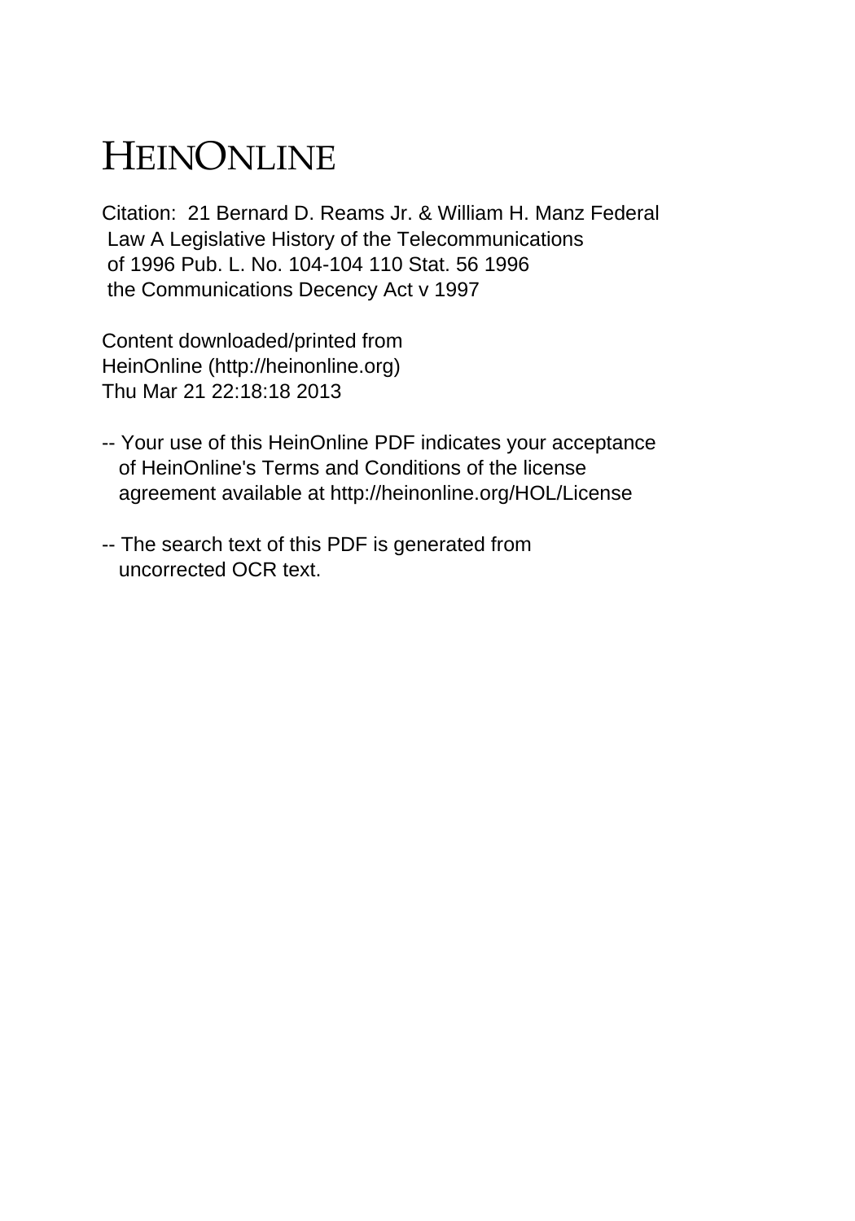# HEINONLINE

Citation: 21 Bernard D. Reams Jr. & William H. Manz Federal Law A Legislative History of the Telecommunications of 1996 Pub. L. No. 104-104 110 Stat. 56 1996 the Communications Decency Act v 1997

Content downloaded/printed from HeinOnline (http://heinonline.org)
Thu Mar 21 22:18:18 2013

-- Your use of this HeinOnline PDF indicates your acceptance of HeinOnline's Terms and Conditions of the license agreement available at http://heinonline.org/HOL/License

-- The search text of this PDF is generated from uncorrected OCR text.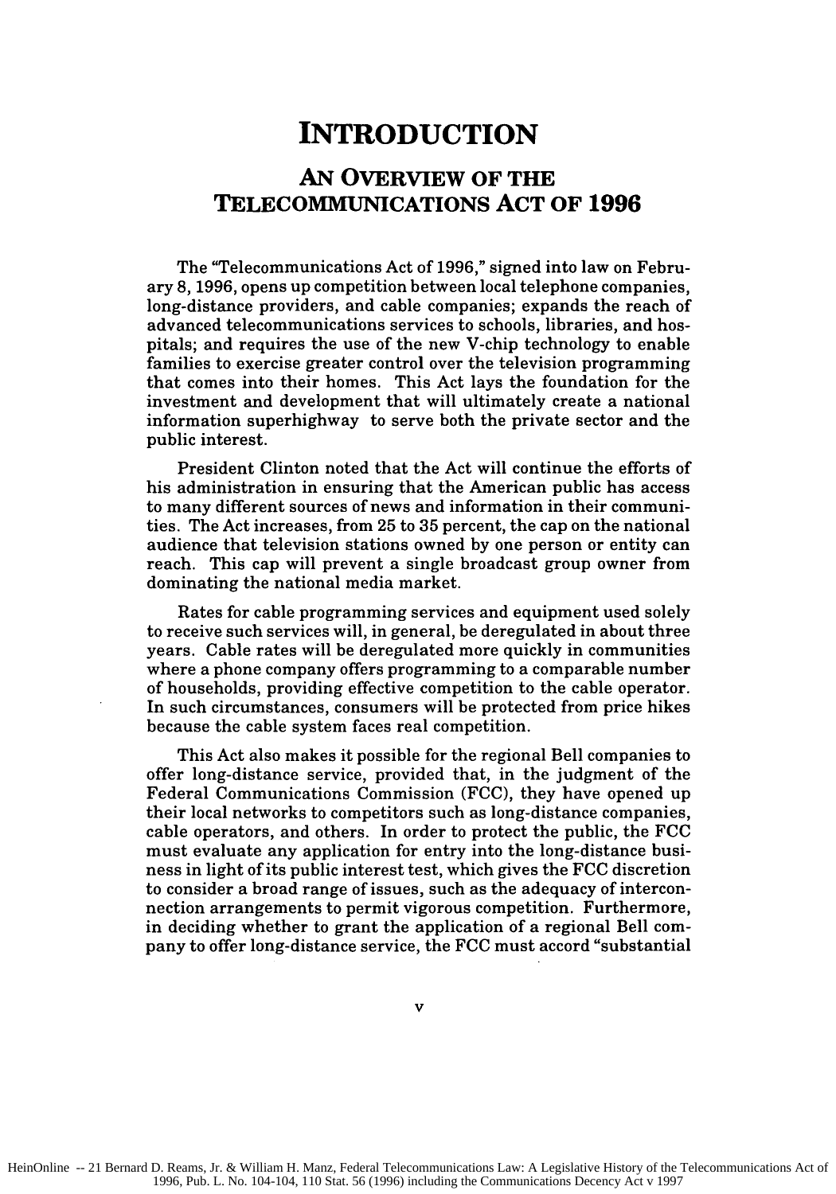# INTRODUCTION

## AN OVERVIEW OF THE TELECOMMUNICATIONS ACT OF 1996

The "Telecommunications Act of 1996," signed into law on February 8, 1996, opens up competition between local telephone companies, long-distance providers, and cable companies; expands the reach of advanced telecommunications services to schools, libraries, and hospitals; and requires the use of the new V-chip technology to enable families to exercise greater control over the television programming that comes into their homes. This Act lays the foundation for the investment and development that will ultimately create a national information superhighway to serve both the private sector and the public interest.

President Clinton noted that the Act will continue the efforts of his administration in ensuring that the American public has access to many different sources of news and information in their communities. The Act increases, from 25 to 35 percent, the cap on the national audience that television stations owned by one person or entity can reach. This cap will prevent a single broadcast group owner from dominating the national media market.

Rates for cable programming services and equipment used solely to receive such services will, in general, be deregulated in about three years. Cable rates will be deregulated more quickly in communities where a phone company offers programming to a comparable number of households, providing effective competition to the cable operator. In such circumstances, consumers will be protected from price hikes because the cable system faces real competition.

This Act also makes it possible for the regional Bell companies to offer long-distance service, provided that, in the judgment of the Federal Communications Commission (FCC), they have opened up their local networks to competitors such as long-distance companies, cable operators, and others. In order to protect the public, the FCC must evaluate any application for entry into the long-distance business in light of its public interest test, which gives the FCC discretion to consider a broad range of issues, such as the adequacy of interconnection arrangements to permit vigorous competition. Furthermore, in deciding whether to grant the application of a regional Bell company to offer long-distance service, the FCC must accord "substantial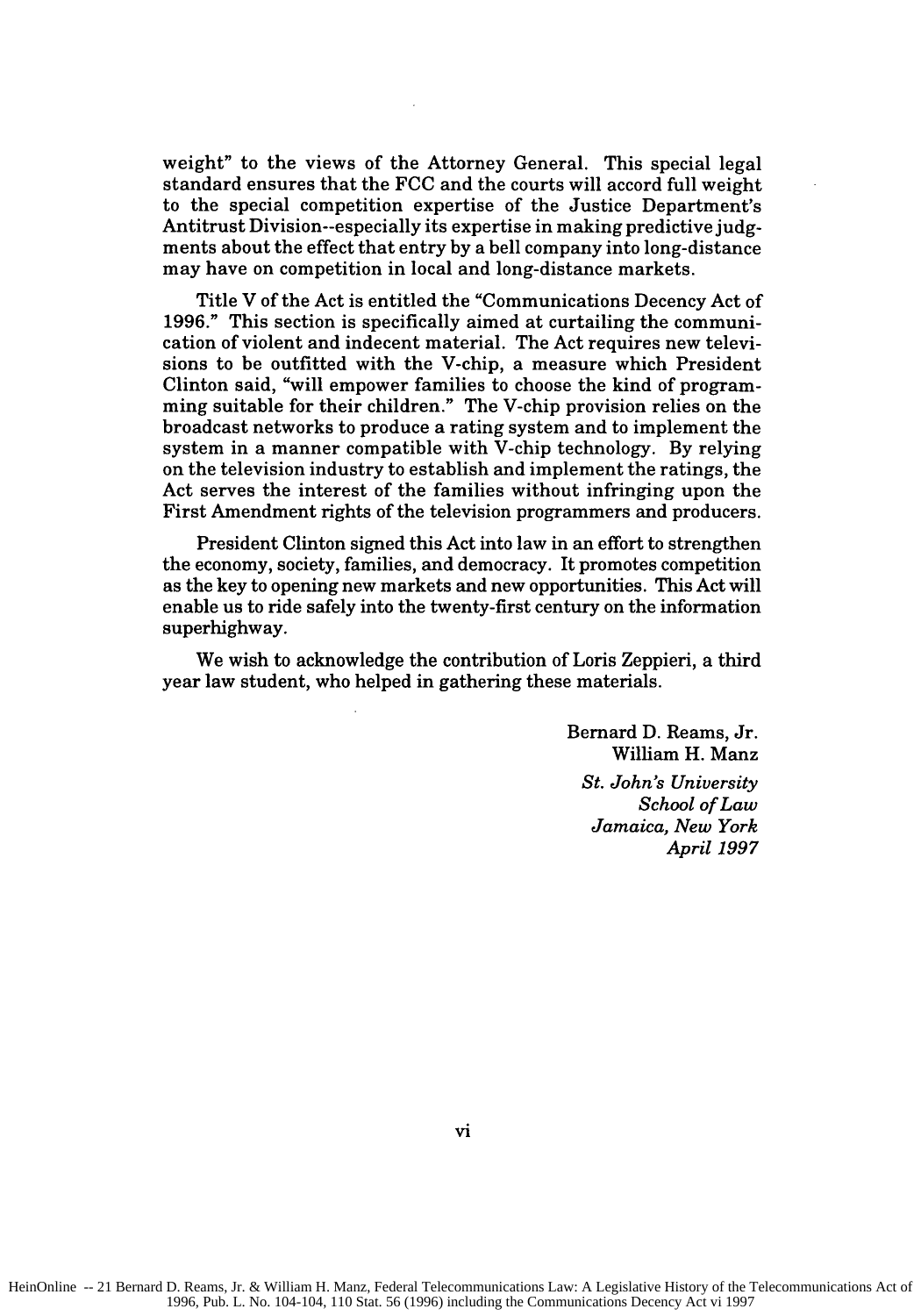weight" to the views of the Attorney General. This special legal standard ensures that the FCC and the courts will accord full weight to the special competition expertise of the Justice Department's Antitrust Division--especially its expertise in making predictive judgments about the effect that entry by a bell company into long-distance may have on competition in local and long-distance markets.

Title V of the Act is entitled the "Communications Decency Act of 1996." This section is specifically aimed at curtailing the communication of violent and indecent material. The Act requires new televisions to be outfitted with the V-chip, a measure which President Clinton said, "will empower families to choose the kind of programming suitable for their children." The V-chip provision relies on the broadcast networks to produce a rating system and to implement the system in a manner compatible with V-chip technology. By relying on the television industry to establish and implement the ratings, the Act serves the interest of the families without infringing upon the First Amendment rights of the television programmers and producers.

President Clinton signed this Act into law in an effort to strengthen the economy, society, families, and democracy. It promotes competition as the key to opening new markets and new opportunities. This Act will enable us to ride safely into the twenty-first century on the information superhighway.

We wish to acknowledge the contribution of Loris Zeppieri, a third year law student, who helped in gathering these materials.

Bernard D. Reams, Jr.
William H. Manz
*St. John's University*
*School of Law*
*Jamaica, New York*
*April 1997*